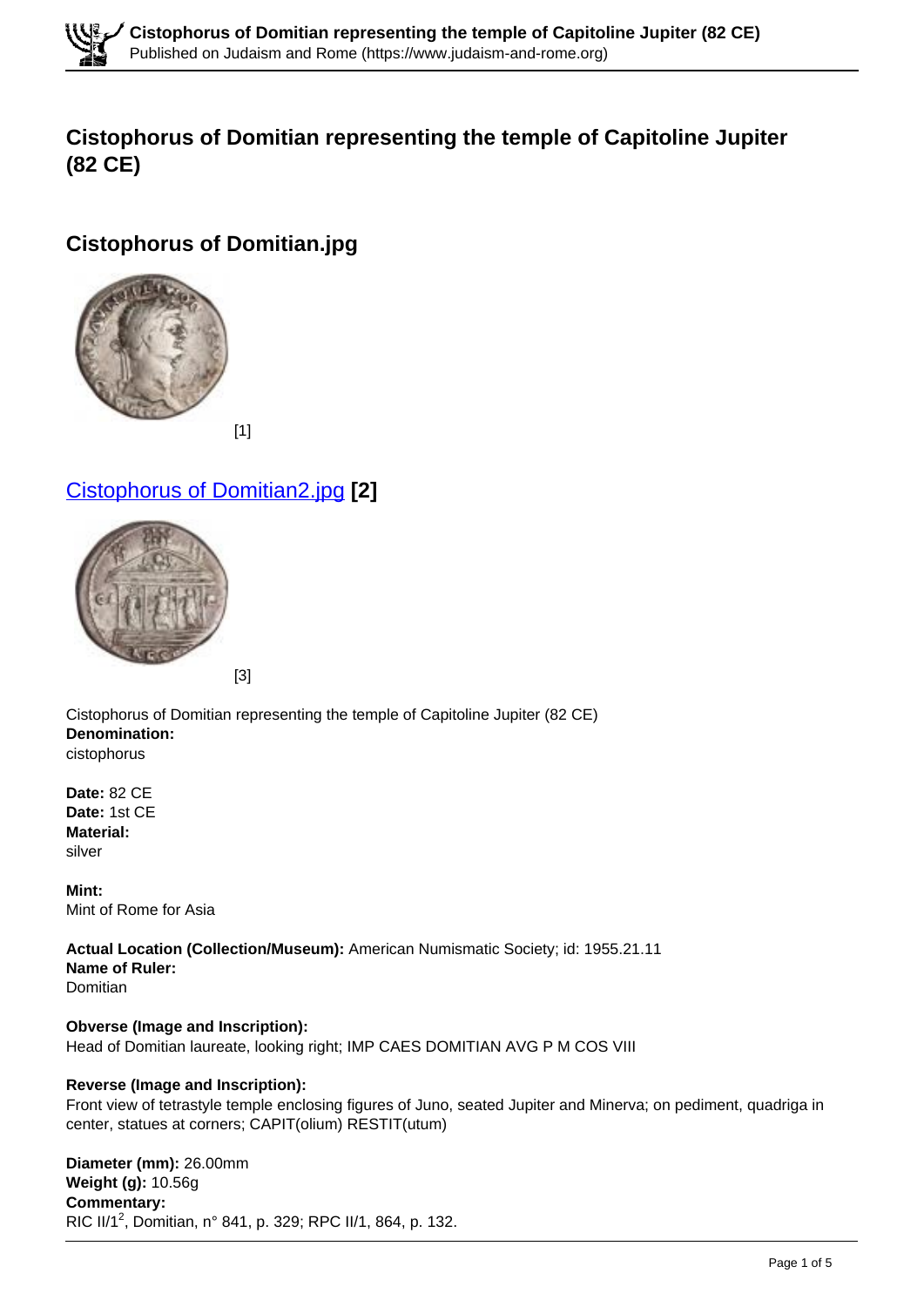# Cistophorus of Domitian representing the temple of Capitoline Jupiter (82 CE)

## Cistophorus of Domitian.jpg

[1]

## Cistophorus of Domitian2.jpg [2]

[3]

Cistophorus of Domitian representing the temple of Capitoline Jupiter (82 CE)

**Denomination:**
cistophorus

**Date:** 82 CE
**Date:** 1st CE
**Material:**
silver

**Mint:**
Mint of Rome for Asia

**Actual Location (Collection/Museum):** American Numismatic Society; id: 1955.21.11
**Name of Ruler:**
Domitian

**Obverse (Image and Inscription):**
Head of Domitian laureate, looking right; IMP CAES DOMITIAN AVG P M COS VIII

**Reverse (Image and Inscription):**
Front view of tetrastyle temple enclosing figures of Juno, seated Jupiter and Minerva; on pediment, quadriga in center, statues at corners; CAPIT(olium) RESTIT(utum)

**Diameter (mm):** 26.00mm
**Weight (g):** 10.56g
**Commentary:**
RIC II/1$^2$, Domitian, n° 841, p. 329; RPC II/1, 864, p. 132.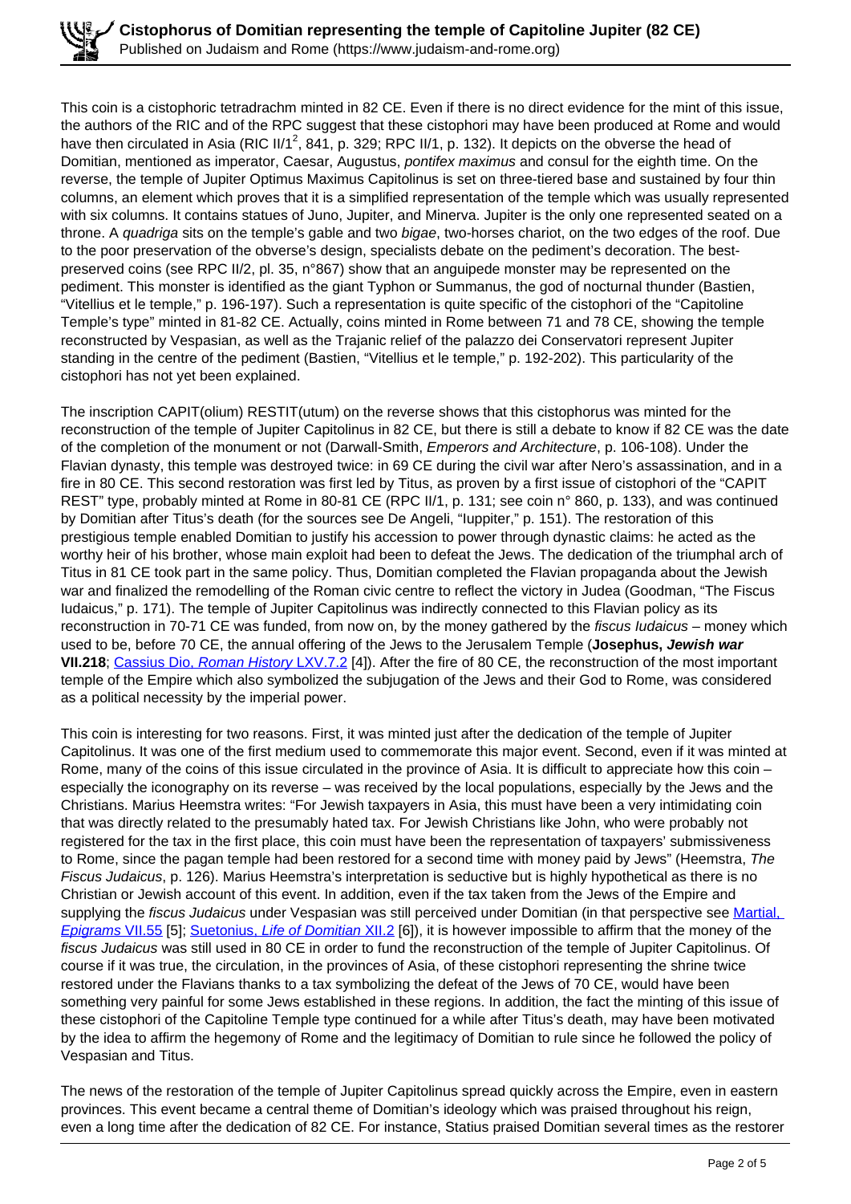This coin is a cistophoric tetradrachm minted in 82 CE. Even if there is no direct evidence for the mint of this issue, the authors of the RIC and of the RPC suggest that these cistophori may have been produced at Rome and would have then circulated in Asia (RIC II/1[2], 841, p. 329; RPC II/1, p. 132). It depicts on the obverse the head of Domitian, mentioned as imperator, Caesar, Augustus, *pontifex maximus* and consul for the eighth time. On the reverse, the temple of Jupiter Optimus Maximus Capitolinus is set on three-tiered base and sustained by four thin columns, an element which proves that it is a simplified representation of the temple which was usually represented with six columns. It contains statues of Juno, Jupiter, and Minerva. Jupiter is the only one represented seated on a throne. A *quadriga* sits on the temple's gable and two *bigae*, two-horses chariot, on the two edges of the roof. Due to the poor preservation of the obverse's design, specialists debate on the pediment's decoration. The best-preserved coins (see RPC II/2, pl. 35, n°867) show that an anguipede monster may be represented on the pediment. This monster is identified as the giant Typhon or Summanus, the god of nocturnal thunder (Bastien, "Vitellius et le temple," p. 196-197). Such a representation is quite specific of the cistophori of the "Capitoline Temple's type" minted in 81-82 CE. Actually, coins minted in Rome between 71 and 78 CE, showing the temple reconstructed by Vespasian, as well as the Trajanic relief of the palazzo dei Conservatori represent Jupiter standing in the centre of the pediment (Bastien, "Vitellius et le temple," p. 192-202). This particularity of the cistophori has not yet been explained.

The inscription CAPIT(olium) RESTIT(utum) on the reverse shows that this cistophorus was minted for the reconstruction of the temple of Jupiter Capitolinus in 82 CE, but there is still a debate to know if 82 CE was the date of the completion of the monument or not (Darwall-Smith, *Emperors and Architecture*, p. 106-108). Under the Flavian dynasty, this temple was destroyed twice: in 69 CE during the civil war after Nero's assassination, and in a fire in 80 CE. This second restoration was first led by Titus, as proven by a first issue of cistophori of the "CAPIT REST" type, probably minted at Rome in 80-81 CE (RPC II/1, p. 131; see coin n° 860, p. 133), and was continued by Domitian after Titus's death (for the sources see De Angeli, "Iuppiter," p. 151). The restoration of this prestigious temple enabled Domitian to justify his accession to power through dynastic claims: he acted as the worthy heir of his brother, whose main exploit had been to defeat the Jews. The dedication of the triumphal arch of Titus in 81 CE took part in the same policy. Thus, Domitian completed the Flavian propaganda about the Jewish war and finalized the remodelling of the Roman civic centre to reflect the victory in Judea (Goodman, "The Fiscus Iudaicus," p. 171). The temple of Jupiter Capitolinus was indirectly connected to this Flavian policy as its reconstruction in 70-71 CE was funded, from now on, by the money gathered by the *fiscus Iudaicus* – money which used to be, before 70 CE, the annual offering of the Jews to the Jerusalem Temple (**Josephus, *Jewish war* VII.218**; Cassius Dio, *Roman History* LXV.7.2 [4]). After the fire of 80 CE, the reconstruction of the most important temple of the Empire which also symbolized the subjugation of the Jews and their God to Rome, was considered as a political necessity by the imperial power.

This coin is interesting for two reasons. First, it was minted just after the dedication of the temple of Jupiter Capitolinus. It was one of the first medium used to commemorate this major event. Second, even if it was minted at Rome, many of the coins of this issue circulated in the province of Asia. It is difficult to appreciate how this coin – especially the iconography on its reverse – was received by the local populations, especially by the Jews and the Christians. Marius Heemstra writes: "For Jewish taxpayers in Asia, this must have been a very intimidating coin that was directly related to the presumably hated tax. For Jewish Christians like John, who were probably not registered for the tax in the first place, this coin must have been the representation of taxpayers' submissiveness to Rome, since the pagan temple had been restored for a second time with money paid by Jews" (Heemstra, *The Fiscus Judaicus*, p. 126). Marius Heemstra's interpretation is seductive but is highly hypothetical as there is no Christian or Jewish account of this event. In addition, even if the tax taken from the Jews of the Empire and supplying the *fiscus Judaicus* under Vespasian was still perceived under Domitian (in that perspective see Martial, *Epigrams* VII.55 [5]; Suetonius, *Life of Domitian* XII.2 [6]), it is however impossible to affirm that the money of the *fiscus Judaicus* was still used in 80 CE in order to fund the reconstruction of the temple of Jupiter Capitolinus. Of course if it was true, the circulation, in the provinces of Asia, of these cistophori representing the shrine twice restored under the Flavians thanks to a tax symbolizing the defeat of the Jews of 70 CE, would have been something very painful for some Jews established in these regions. In addition, the fact the minting of this issue of these cistophori of the Capitoline Temple type continued for a while after Titus's death, may have been motivated by the idea to affirm the hegemony of Rome and the legitimacy of Domitian to rule since he followed the policy of Vespasian and Titus.

The news of the restoration of the temple of Jupiter Capitolinus spread quickly across the Empire, even in eastern provinces. This event became a central theme of Domitian's ideology which was praised throughout his reign, even a long time after the dedication of 82 CE. For instance, Statius praised Domitian several times as the restorer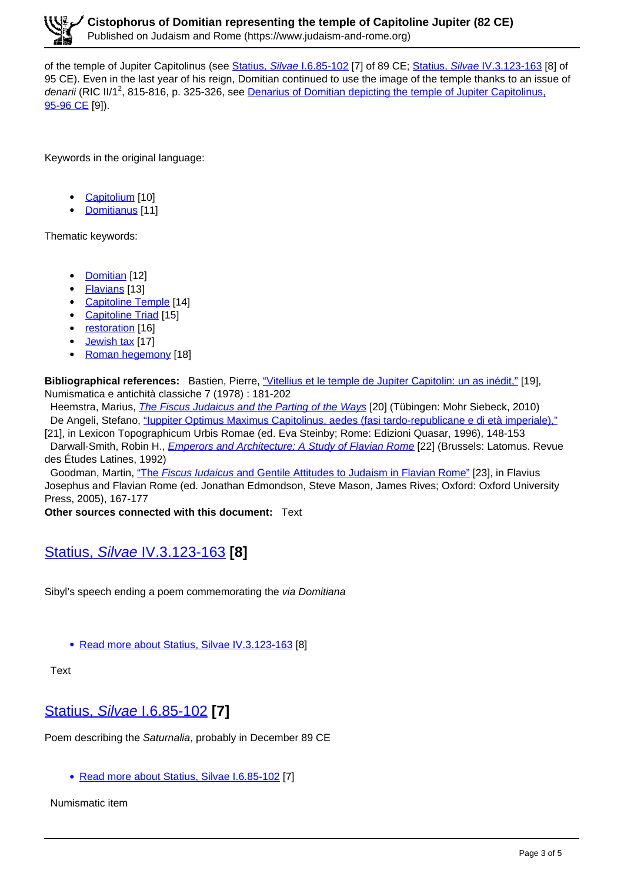of the temple of Jupiter Capitolinus (see Statius, *Silvae* I.6.85-102 [7] of 89 CE; Statius, *Silvae* IV.3.123-163 [8] of 95 CE). Even in the last year of his reign, Domitian continued to use the image of the temple thanks to an issue of *denarii* (RIC II/1[2], 815-816, p. 325-326, see Denarius of Domitian depicting the temple of Jupiter Capitolinus, 95-96 CE [9]).

Keywords in the original language:

- Capitolium [10]
- Domitianus [11]

Thematic keywords:

- Domitian [12]
- Flavians [13]
- Capitoline Temple [14]
- Capitoline Triad [15]
- restoration [16]
- Jewish tax [17]
- Roman hegemony [18]

**Bibliographical references:** Bastien, Pierre, "Vitellius et le temple de Jupiter Capitolin: un as inédit," [19], Numismatica e antichità classiche 7 (1978) : 181-202
Heemstra, Marius, *The Fiscus Judaicus and the Parting of the Ways* [20] (Tübingen: Mohr Siebeck, 2010)
De Angeli, Stefano, "Iuppiter Optimus Maximus Capitolinus, aedes (fasi tardo-repubblicane e di età imperiale)," [21], in Lexicon Topographicum Urbis Romae (ed. Eva Steinby; Rome: Edizioni Quasar, 1996), 148-153
Darwall-Smith, Robin H., *Emperors and Architecture: A Study of Flavian Rome* [22] (Brussels: Latomus. Revue des Études Latines, 1992)
Goodman, Martin, "The *Fiscus Iudaicus* and Gentile Attitudes to Judaism in Flavian Rome" [23], in Flavius Josephus and Flavian Rome (ed. Jonathan Edmondson, Steve Mason, James Rives; Oxford: Oxford University Press, 2005), 167-177

**Other sources connected with this document:** Text

## Statius, *Silvae* IV.3.123-163 [8]

Sibyl's speech ending a poem commemorating the *via Domitiana*

- Read more about Statius, Silvae IV.3.123-163 [8]

Text

## Statius, *Silvae* I.6.85-102 [7]

Poem describing the *Saturnalia*, probably in December 89 CE

- Read more about Statius, Silvae I.6.85-102 [7]

Numismatic item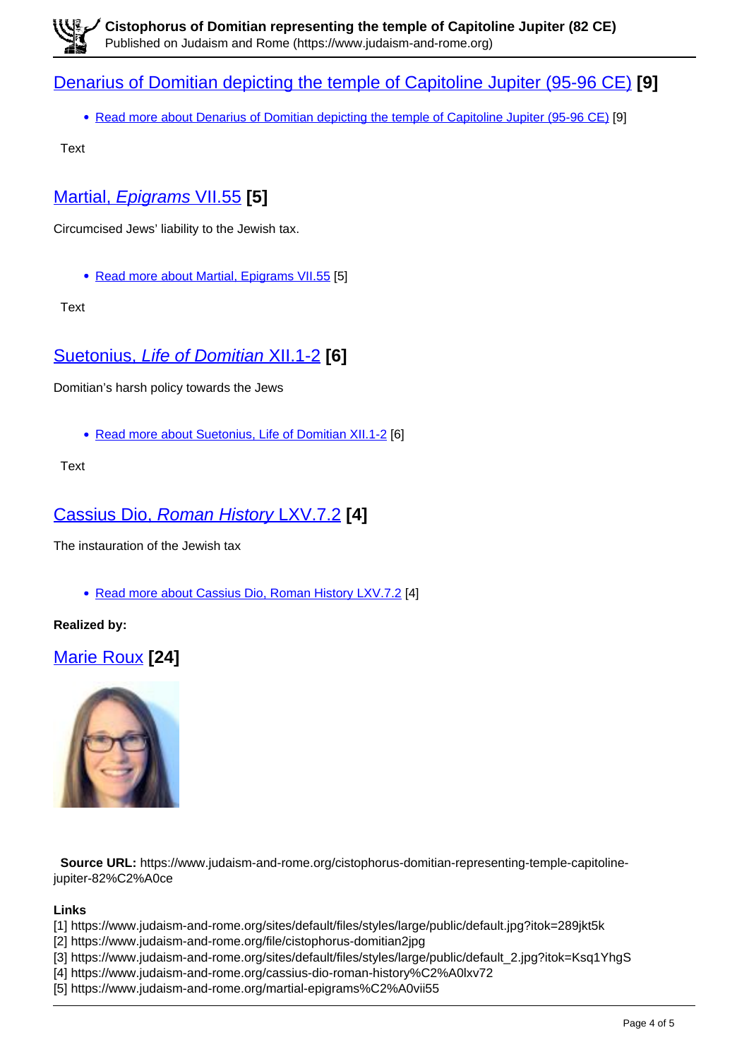## Denarius of Domitian depicting the temple of Capitoline Jupiter (95-96 CE) [9]

- Read more about Denarius of Domitian depicting the temple of Capitoline Jupiter (95-96 CE) [9]

Text

## Martial, *Epigrams* VII.55 [5]

Circumcised Jews' liability to the Jewish tax.

- Read more about Martial, Epigrams VII.55 [5]

Text

## Suetonius, *Life of Domitian* XII.1-2 [6]

Domitian's harsh policy towards the Jews

- Read more about Suetonius, Life of Domitian XII.1-2 [6]

Text

## Cassius Dio, *Roman History* LXV.7.2 [4]

The instauration of the Jewish tax

- Read more about Cassius Dio, Roman History LXV.7.2 [4]

**Realized by:**

## Marie Roux [24]

**Source URL:** https://www.judaism-and-rome.org/cistophorus-domitian-representing-temple-capitoline-jupiter-82%C2%A0ce

**Links**
[1] https://www.judaism-and-rome.org/sites/default/files/styles/large/public/default.jpg?itok=289jkt5k
[2] https://www.judaism-and-rome.org/file/cistophorus-domitian2jpg
[3] https://www.judaism-and-rome.org/sites/default/files/styles/large/public/default_2.jpg?itok=Ksq1YhgS
[4] https://www.judaism-and-rome.org/cassius-dio-roman-history%C2%A0lxv72
[5] https://www.judaism-and-rome.org/martial-epigrams%C2%A0vii55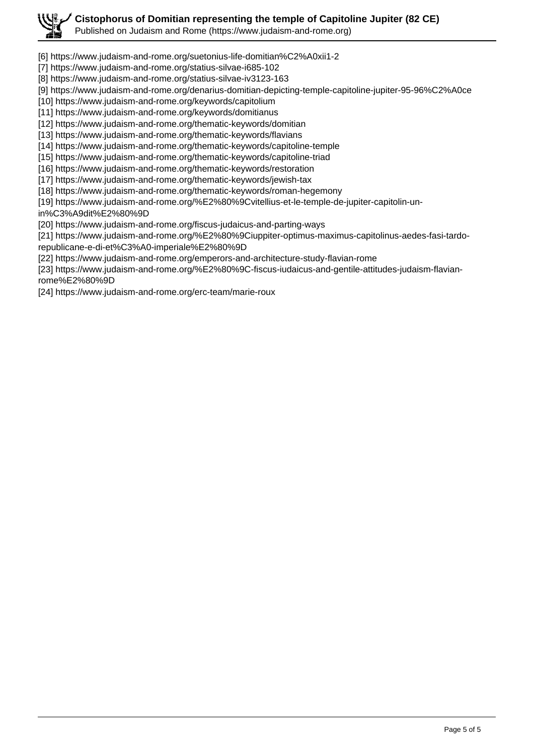[6] https://www.judaism-and-rome.org/suetonius-life-domitian%C2%A0xii1-2
[7] https://www.judaism-and-rome.org/statius-silvae-i685-102
[8] https://www.judaism-and-rome.org/statius-silvae-iv3123-163
[9] https://www.judaism-and-rome.org/denarius-domitian-depicting-temple-capitoline-jupiter-95-96%C2%A0ce
[10] https://www.judaism-and-rome.org/keywords/capitolium
[11] https://www.judaism-and-rome.org/keywords/domitianus
[12] https://www.judaism-and-rome.org/thematic-keywords/domitian
[13] https://www.judaism-and-rome.org/thematic-keywords/flavians
[14] https://www.judaism-and-rome.org/thematic-keywords/capitoline-temple
[15] https://www.judaism-and-rome.org/thematic-keywords/capitoline-triad
[16] https://www.judaism-and-rome.org/thematic-keywords/restoration
[17] https://www.judaism-and-rome.org/thematic-keywords/jewish-tax
[18] https://www.judaism-and-rome.org/thematic-keywords/roman-hegemony
[19] https://www.judaism-and-rome.org/%E2%80%9Cvitellius-et-le-temple-de-jupiter-capitolin-un-in%C3%A9dit%E2%80%9D
[20] https://www.judaism-and-rome.org/fiscus-judaicus-and-parting-ways
[21] https://www.judaism-and-rome.org/%E2%80%9Ciuppiter-optimus-maximus-capitolinus-aedes-fasi-tardo-republicane-e-di-et%C3%A0-imperiale%E2%80%9D
[22] https://www.judaism-and-rome.org/emperors-and-architecture-study-flavian-rome
[23] https://www.judaism-and-rome.org/%E2%80%9C-fiscus-iudaicus-and-gentile-attitudes-judaism-flavian-rome%E2%80%9D
[24] https://www.judaism-and-rome.org/erc-team/marie-roux